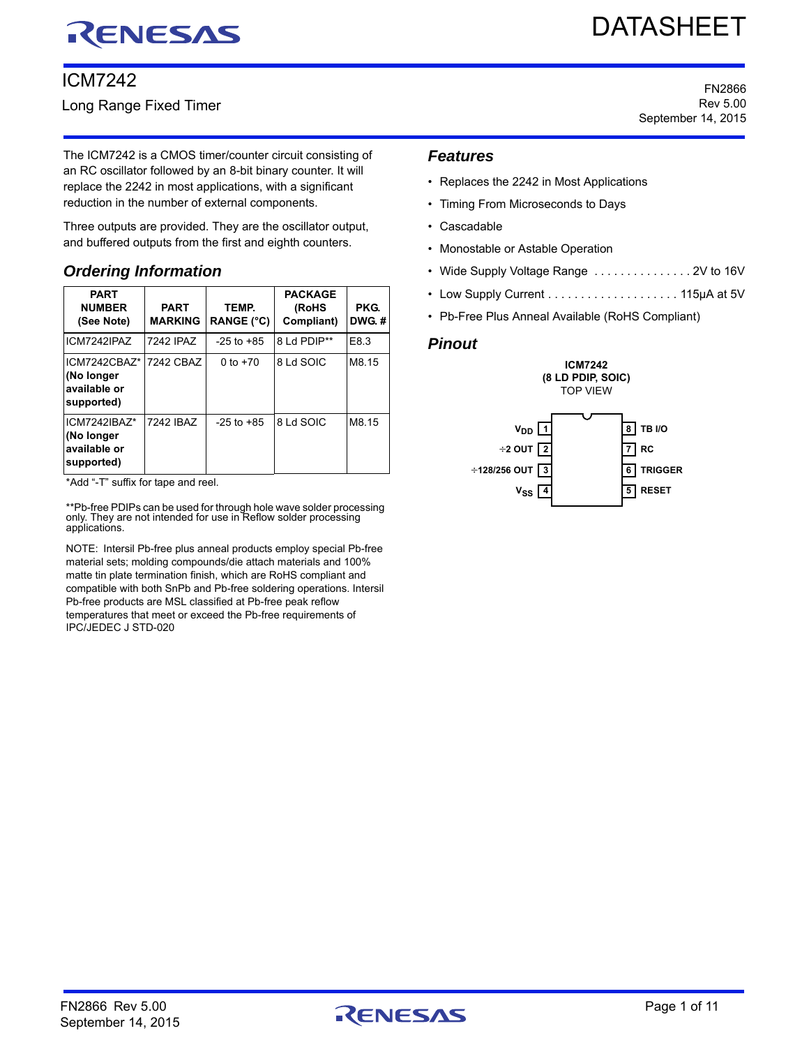# ICM7242

Long Range Fixed Timer

FN2866
Rev 5.00
September 14, 2015

The ICM7242 is a CMOS timer/counter circuit consisting of an RC oscillator followed by an 8-bit binary counter. It will replace the 2242 in most applications, with a significant reduction in the number of external components.

Three outputs are provided. They are the oscillator output, and buffered outputs from the first and eighth counters.

## Features

- Replaces the 2242 in Most Applications
- Timing From Microseconds to Days
- Cascadable
- Monostable or Astable Operation
- Wide Supply Voltage Range . . . . . . . . . . . . . . . 2V to 16V
- Low Supply Current . . . . . . . . . . . . . . . . . . . . 115µA at 5V
- Pb-Free Plus Anneal Available (RoHS Compliant)

## Ordering Information

| PART NUMBER (See Note) | PART MARKING | TEMP. RANGE (°C) | PACKAGE (RoHS Compliant) | PKG. DWG. # |
|---|---|---|---|---|
| ICM7242IPAZ | 7242 IPAZ | -25 to +85 | 8 Ld PDIP** | E8.3 |
| ICM7242CBAZ* **(No longer available or supported)** | 7242 CBAZ | 0 to +70 | 8 Ld SOIC | M8.15 |
| ICM7242IBAZ* **(No longer available or supported)** | 7242 IBAZ | -25 to +85 | 8 Ld SOIC | M8.15 |

*Add "-T" suffix for tape and reel.

**Pb-free PDIPs can be used for through hole wave solder processing only. They are not intended for use in Reflow solder processing applications.

NOTE: Intersil Pb-free plus anneal products employ special Pb-free material sets; molding compounds/die attach materials and 100% matte tin plate termination finish, which are RoHS compliant and compatible with both SnPb and Pb-free soldering operations. Intersil Pb-free products are MSL classified at Pb-free peak reflow temperatures that meet or exceed the Pb-free requirements of IPC/JEDEC J STD-020

## Pinout

**ICM7242**
**(8 LD PDIP, SOIC)**
TOP VIEW

| Pin | Name | Pin | Name |
|---|---|---|---|
| 1 | $V_{DD}$ | 8 | TB I/O |
| 2 | ÷2 OUT | 7 | RC |
| 3 | ÷128/256 OUT | 6 | TRIGGER |
| 4 | $V_{SS}$ | 5 | RESET |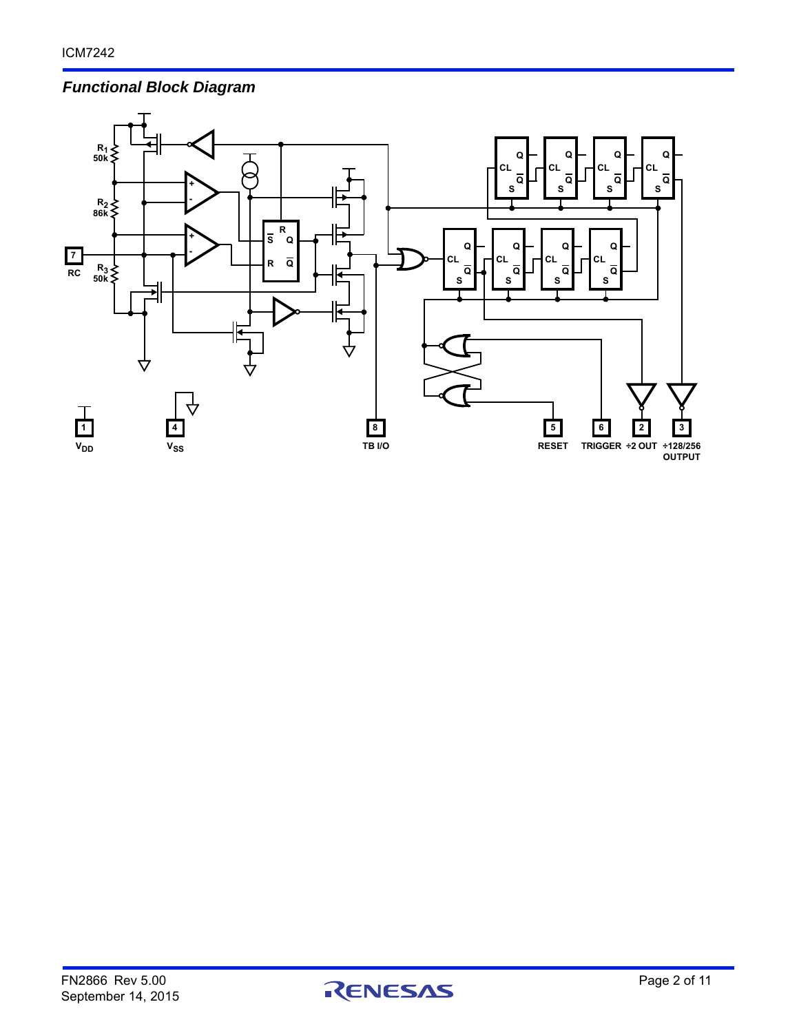## Functional Block Diagram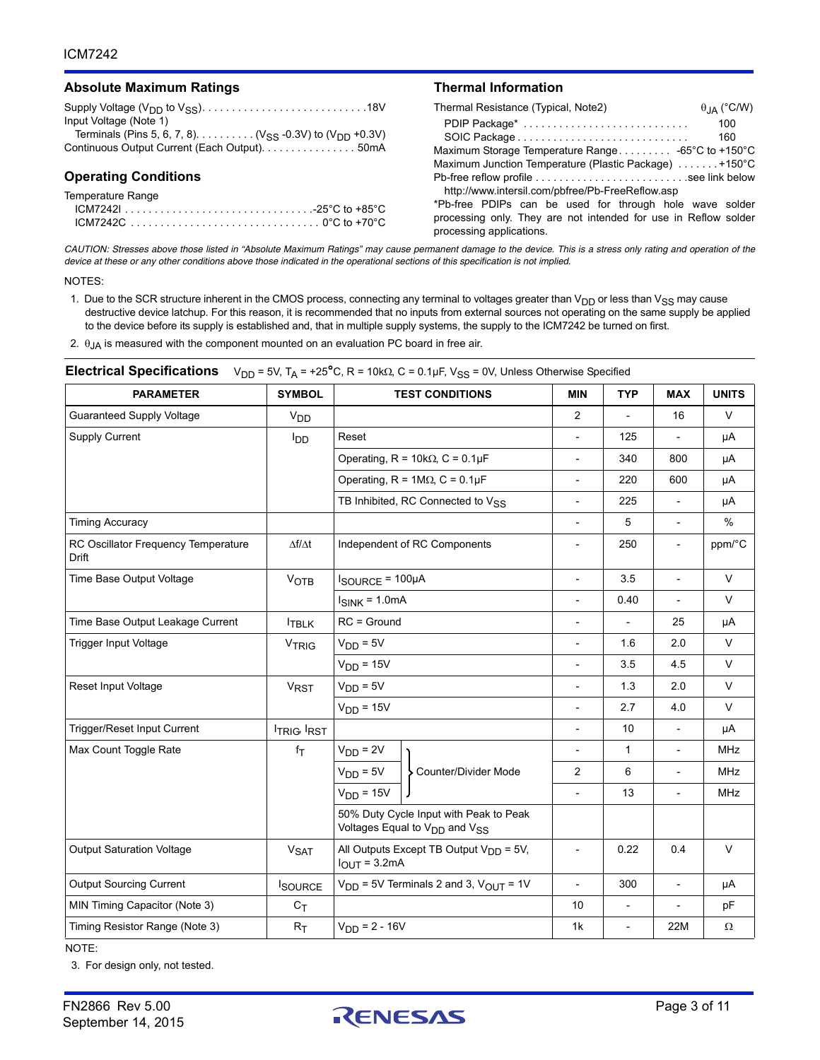## Absolute Maximum Ratings

Supply Voltage ($V_{DD}$ to $V_{SS}$). . . . . . . . . . . . . . . . . . . . . . . . . . . 18V
Input Voltage (Note 1)
Terminals (Pins 5, 6, 7, 8). . . . . . . . . . ($V_{SS}$ -0.3V) to ($V_{DD}$ +0.3V)
Continuous Output Current (Each Output). . . . . . . . . . . . . . . . 50mA

## Operating Conditions

Temperature Range
ICM7242I . . . . . . . . . . . . . . . . . . . . . . . . . . . . . . . .-25°C to +85°C
ICM7242C . . . . . . . . . . . . . . . . . . . . . . . . . . . . . . . 0°C to +70°C

## Thermal Information

| Thermal Resistance (Typical, Note2) | $\theta_{JA}$ (°C/W) |
|---|---|
| PDIP Package* | 100 |
| SOIC Package | 160 |

Maximum Storage Temperature Range . . . . . . . . . -65°C to +150°C
Maximum Junction Temperature (Plastic Package) . . . . . . . +150°C
Pb-free reflow profile . . . . . . . . . . . . . . . . . . . . . . . . . .see link below
http://www.intersil.com/pbfree/Pb-FreeReflow.asp

*Pb-free PDIPs can be used for through hole wave solder processing only. They are not intended for use in Reflow solder processing applications.

*CAUTION: Stresses above those listed in "Absolute Maximum Ratings" may cause permanent damage to the device. This is a stress only rating and operation of the device at these or any other conditions above those indicated in the operational sections of this specification is not implied.*

NOTES:

1. Due to the SCR structure inherent in the CMOS process, connecting any terminal to voltages greater than $V_{DD}$ or less than $V_{SS}$ may cause destructive device latchup. For this reason, it is recommended that no inputs from external sources not operating on the same supply be applied to the device before its supply is established and, that in multiple supply systems, the supply to the ICM7242 be turned on first.
2. $\theta_{JA}$ is measured with the component mounted on an evaluation PC board in free air.

## Electrical Specifications

$V_{DD}$ = 5V, $T_A$ = +25°C, R = 10kΩ, C = 0.1µF, $V_{SS}$ = 0V, Unless Otherwise Specified

| PARAMETER | SYMBOL | TEST CONDITIONS | MIN | TYP | MAX | UNITS |
|---|---|---|---|---|---|---|
| Guaranteed Supply Voltage | $V_{DD}$ | | 2 | - | 16 | V |
| Supply Current | $I_{DD}$ | Reset | - | 125 | - | µA |
| | | Operating, R = 10kΩ, C = 0.1µF | - | 340 | 800 | µA |
| | | Operating, R = 1MΩ, C = 0.1µF | - | 220 | 600 | µA |
| | | TB Inhibited, RC Connected to $V_{SS}$ | - | 225 | - | µA |
| Timing Accuracy | | | - | 5 | - | % |
| RC Oscillator Frequency Temperature Drift | Δf/Δt | Independent of RC Components | - | 250 | - | ppm/°C |
| Time Base Output Voltage | $V_{OTB}$ | $I_{SOURCE}$ = 100µA | - | 3.5 | - | V |
| | | $I_{SINK}$ = 1.0mA | - | 0.40 | - | V |
| Time Base Output Leakage Current | $I_{TBLK}$ | RC = Ground | - | - | 25 | µA |
| Trigger Input Voltage | $V_{TRIG}$ | $V_{DD}$ = 5V | - | 1.6 | 2.0 | V |
| | | $V_{DD}$ = 15V | - | 3.5 | 4.5 | V |
| Reset Input Voltage | $V_{RST}$ | $V_{DD}$ = 5V | - | 1.3 | 2.0 | V |
| | | $V_{DD}$ = 15V | - | 2.7 | 4.0 | V |
| Trigger/Reset Input Current | $I_{TRIG}$, $I_{RST}$ | | - | 10 | - | µA |
| Max Count Toggle Rate | $f_T$ | $V_{DD}$ = 2V, Counter/Divider Mode | - | 1 | - | MHz |
| | | $V_{DD}$ = 5V, Counter/Divider Mode | 2 | 6 | - | MHz |
| | | $V_{DD}$ = 15V, Counter/Divider Mode | - | 13 | - | MHz |
| | | 50% Duty Cycle Input with Peak to Peak Voltages Equal to $V_{DD}$ and $V_{SS}$ | | | | |
| Output Saturation Voltage | $V_{SAT}$ | All Outputs Except TB Output $V_{DD}$ = 5V, $I_{OUT}$ = 3.2mA | - | 0.22 | 0.4 | V |
| Output Sourcing Current | $I_{SOURCE}$ | $V_{DD}$ = 5V Terminals 2 and 3, $V_{OUT}$ = 1V | - | 300 | - | µA |
| MIN Timing Capacitor (Note 3) | $C_T$ | | 10 | - | - | pF |
| Timing Resistor Range (Note 3) | $R_T$ | $V_{DD}$ = 2 - 16V | 1k | - | 22M | Ω |

NOTE:

3. For design only, not tested.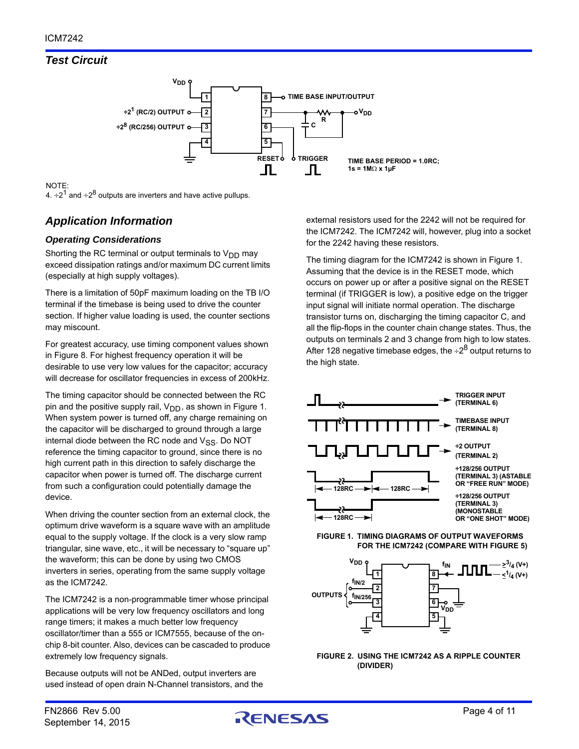## Test Circuit

NOTE:
4. $\div 2^1$ and $\div 2^8$ outputs are inverters and have active pullups.

## Application Information

### Operating Considerations

Shorting the RC terminal or output terminals to $V_{DD}$ may exceed dissipation ratings and/or maximum DC current limits (especially at high supply voltages).

There is a limitation of 50pF maximum loading on the TB I/O terminal if the timebase is being used to drive the counter section. If higher value loading is used, the counter sections may miscount.

For greatest accuracy, use timing component values shown in Figure 8. For highest frequency operation it will be desirable to use very low values for the capacitor; accuracy will decrease for oscillator frequencies in excess of 200kHz.

The timing capacitor should be connected between the RC pin and the positive supply rail, $V_{DD}$, as shown in Figure 1. When system power is turned off, any charge remaining on the capacitor will be discharged to ground through a large internal diode between the RC node and $V_{SS}$. Do NOT reference the timing capacitor to ground, since there is no high current path in this direction to safely discharge the capacitor when power is turned off. The discharge current from such a configuration could potentially damage the device.

When driving the counter section from an external clock, the optimum drive waveform is a square wave with an amplitude equal to the supply voltage. If the clock is a very slow ramp triangular, sine wave, etc., it will be necessary to "square up" the waveform; this can be done by using two CMOS inverters in series, operating from the same supply voltage as the ICM7242.

The ICM7242 is a non-programmable timer whose principal applications will be very low frequency oscillators and long range timers; it makes a much better low frequency oscillator/timer than a 555 or ICM7555, because of the on-chip 8-bit counter. Also, devices can be cascaded to produce extremely low frequency signals.

Because outputs will not be ANDed, output inverters are used instead of open drain N-Channel transistors, and the external resistors used for the 2242 will not be required for the ICM7242. The ICM7242 will, however, plug into a socket for the 2242 having these resistors.

The timing diagram for the ICM7242 is shown in Figure 1. Assuming that the device is in the RESET mode, which occurs on power up or after a positive signal on the RESET terminal (if TRIGGER is low), a positive edge on the trigger input signal will initiate normal operation. The discharge transistor turns on, discharging the timing capacitor C, and all the flip-flops in the counter chain change states. Thus, the outputs on terminals 2 and 3 change from high to low states. After 128 negative timebase edges, the $\div 2^8$ output returns to the high state.

FIGURE 1. TIMING DIAGRAMS OF OUTPUT WAVEFORMS FOR THE ICM7242 (COMPARE WITH FIGURE 5)

FIGURE 2. USING THE ICM7242 AS A RIPPLE COUNTER (DIVIDER)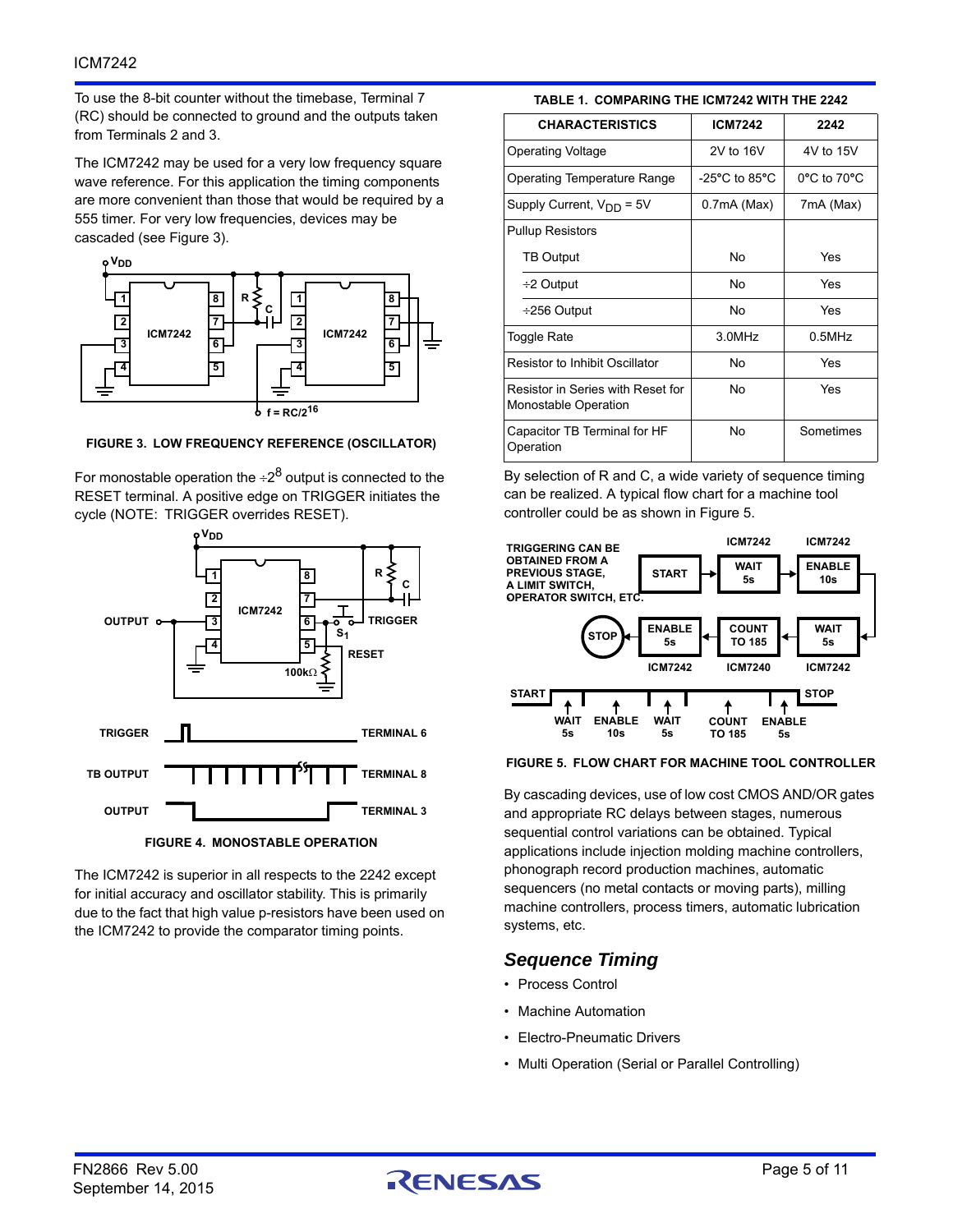To use the 8-bit counter without the timebase, Terminal 7 (RC) should be connected to ground and the outputs taken from Terminals 2 and 3.

The ICM7242 may be used for a very low frequency square wave reference. For this application the timing components are more convenient than those that would be required by a 555 timer. For very low frequencies, devices may be cascaded (see Figure 3).

**FIGURE 3. LOW FREQUENCY REFERENCE (OSCILLATOR)**

For monostable operation the $\div 2^8$ output is connected to the RESET terminal. A positive edge on TRIGGER initiates the cycle (NOTE: TRIGGER overrides RESET).

**FIGURE 4. MONOSTABLE OPERATION**

The ICM7242 is superior in all respects to the 2242 except for initial accuracy and oscillator stability. This is primarily due to the fact that high value p-resistors have been used on the ICM7242 to provide the comparator timing points.

**TABLE 1. COMPARING THE ICM7242 WITH THE 2242**

| CHARACTERISTICS | ICM7242 | 2242 |
|---|---|---|
| Operating Voltage | 2V to 16V | 4V to 15V |
| Operating Temperature Range | -25°C to 85°C | 0°C to 70°C |
| Supply Current, $V_{DD}$ = 5V | 0.7mA (Max) | 7mA (Max) |
| Pullup Resistors | | |
| TB Output | No | Yes |
| ÷2 Output | No | Yes |
| ÷256 Output | No | Yes |
| Toggle Rate | 3.0MHz | 0.5MHz |
| Resistor to Inhibit Oscillator | No | Yes |
| Resistor in Series with Reset for Monostable Operation | No | Yes |
| Capacitor TB Terminal for HF Operation | No | Sometimes |

By selection of R and C, a wide variety of sequence timing can be realized. A typical flow chart for a machine tool controller could be as shown in Figure 5.

**FIGURE 5. FLOW CHART FOR MACHINE TOOL CONTROLLER**

By cascading devices, use of low cost CMOS AND/OR gates and appropriate RC delays between stages, numerous sequential control variations can be obtained. Typical applications include injection molding machine controllers, phonograph record production machines, automatic sequencers (no metal contacts or moving parts), milling machine controllers, process timers, automatic lubrication systems, etc.

## *Sequence Timing*

- Process Control
- Machine Automation
- Electro-Pneumatic Drivers
- Multi Operation (Serial or Parallel Controlling)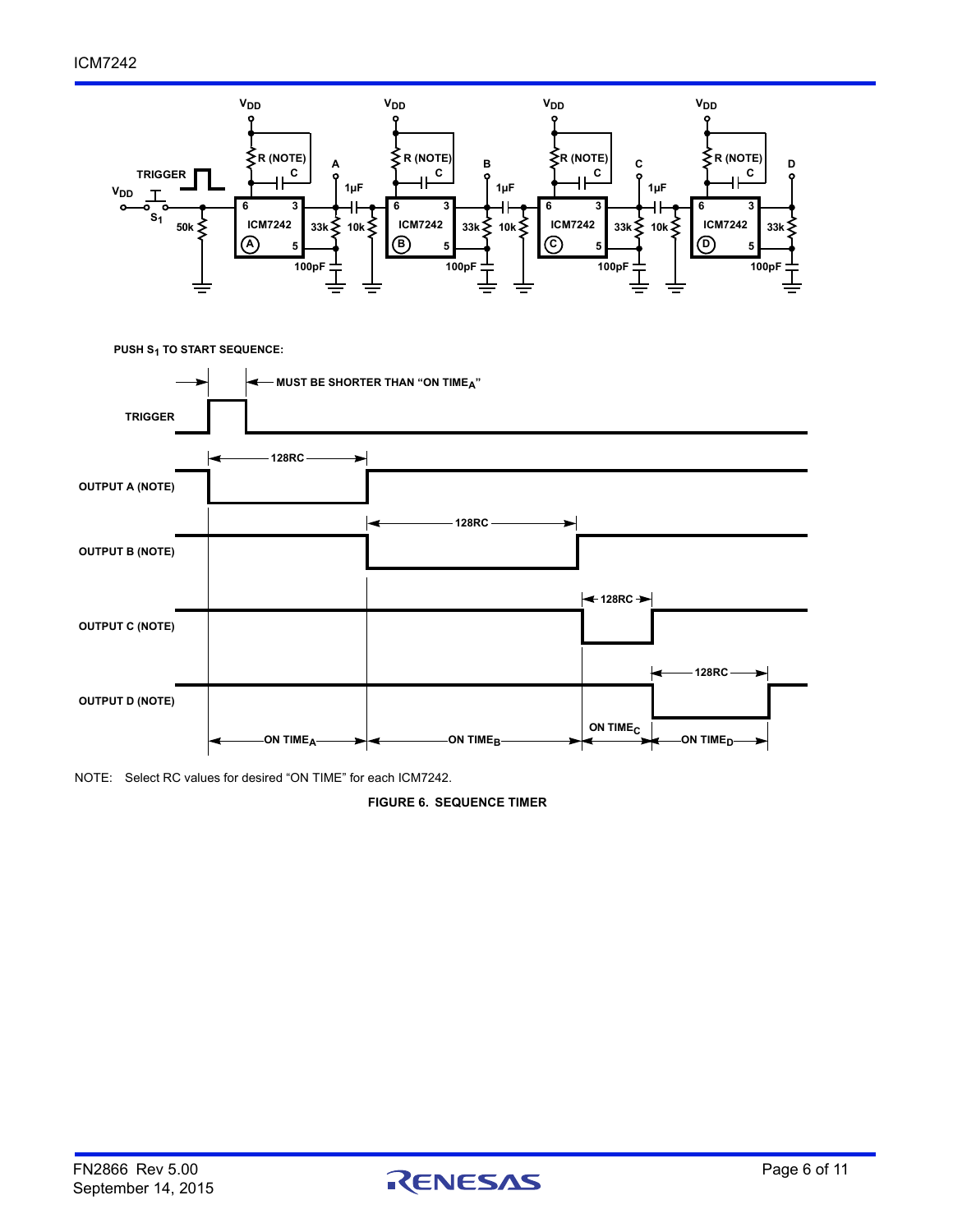PUSH $S_1$ TO START SEQUENCE:

NOTE: Select RC values for desired “ON TIME” for each ICM7242.

**FIGURE 6. SEQUENCE TIMER**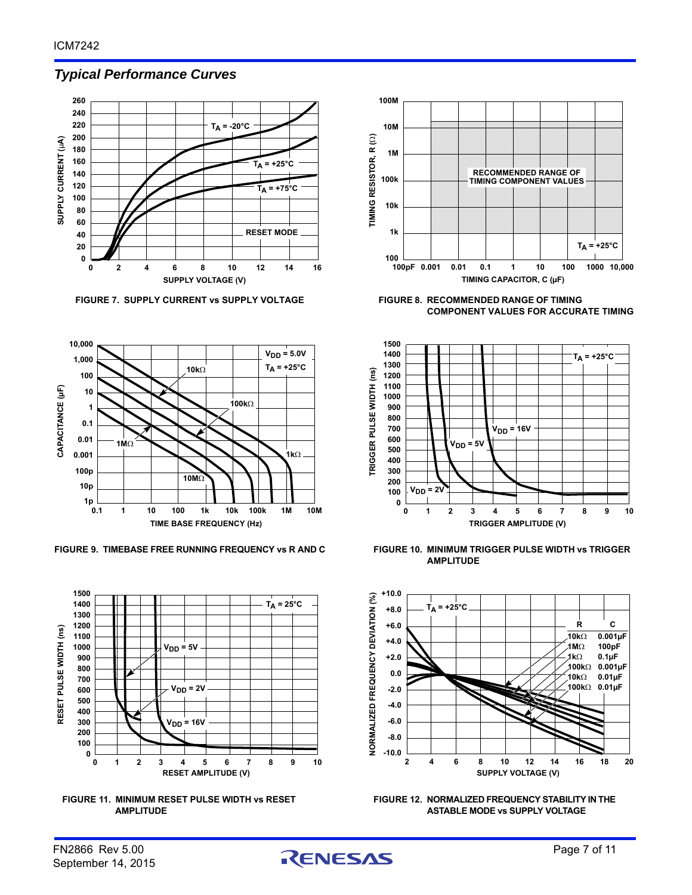## *Typical Performance Curves*

FIGURE 7. SUPPLY CURRENT vs SUPPLY VOLTAGE

FIGURE 8. RECOMMENDED RANGE OF TIMING COMPONENT VALUES FOR ACCURATE TIMING

FIGURE 9. TIMEBASE FREE RUNNING FREQUENCY vs R AND C

FIGURE 10. MINIMUM TRIGGER PULSE WIDTH vs TRIGGER AMPLITUDE

FIGURE 11. MINIMUM RESET PULSE WIDTH vs RESET AMPLITUDE

FIGURE 12. NORMALIZED FREQUENCY STABILITY IN THE ASTABLE MODE vs SUPPLY VOLTAGE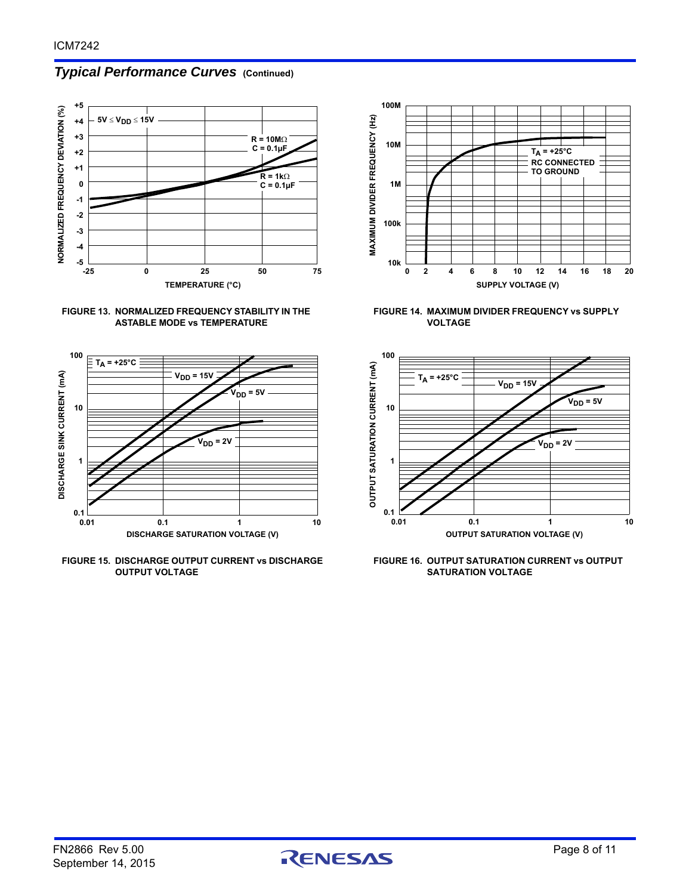## *Typical Performance Curves* (Continued)

FIGURE 13. NORMALIZED FREQUENCY STABILITY IN THE ASTABLE MODE vs TEMPERATURE

FIGURE 14. MAXIMUM DIVIDER FREQUENCY vs SUPPLY VOLTAGE

FIGURE 15. DISCHARGE OUTPUT CURRENT vs DISCHARGE OUTPUT VOLTAGE

FIGURE 16. OUTPUT SATURATION CURRENT vs OUTPUT SATURATION VOLTAGE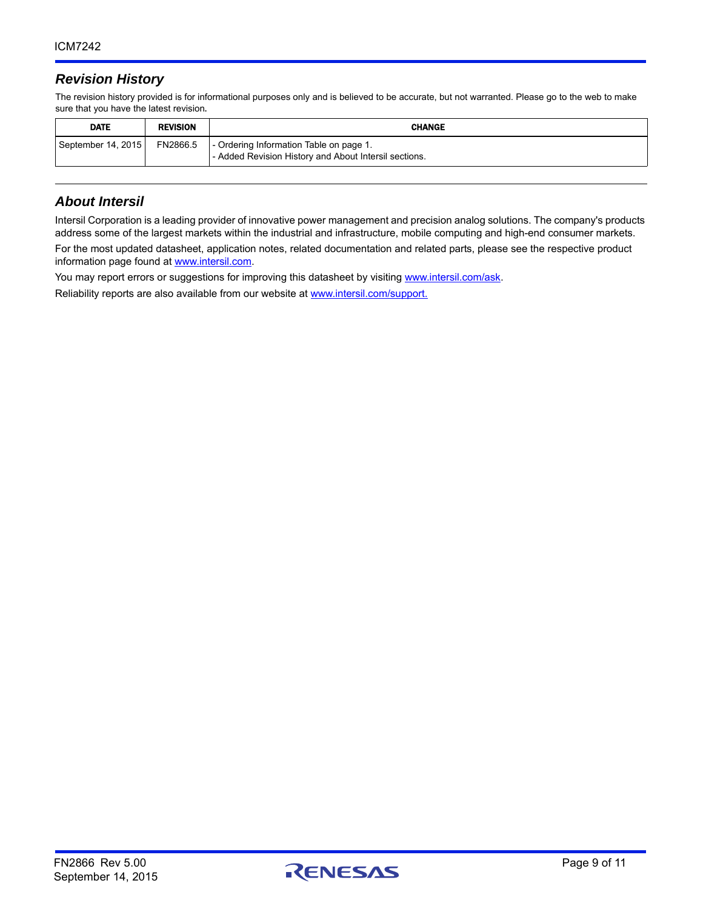## *Revision History*

The revision history provided is for informational purposes only and is believed to be accurate, but not warranted. Please go to the web to make sure that you have the latest revision.

| DATE | REVISION | CHANGE |
|---|---|---|
| September 14, 2015 | FN2866.5 | - Ordering Information Table on page 1.<br>- Added Revision History and About Intersil sections. |

## *About Intersil*

Intersil Corporation is a leading provider of innovative power management and precision analog solutions. The company's products address some of the largest markets within the industrial and infrastructure, mobile computing and high-end consumer markets.

For the most updated datasheet, application notes, related documentation and related parts, please see the respective product information page found at www.intersil.com.

You may report errors or suggestions for improving this datasheet by visiting www.intersil.com/ask.

Reliability reports are also available from our website at www.intersil.com/support.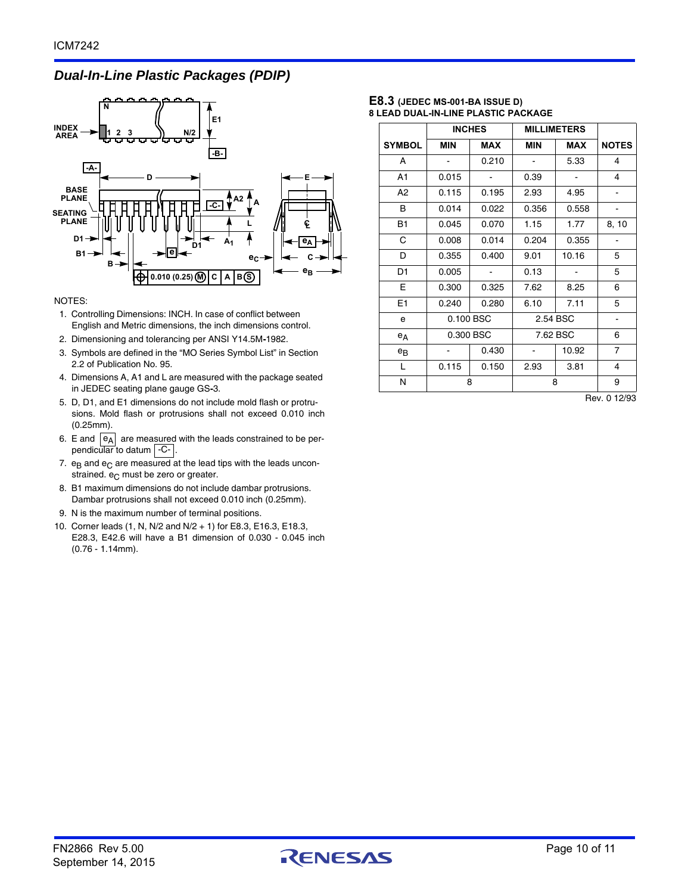## Dual-In-Line Plastic Packages (PDIP)

### E8.3 (JEDEC MS-001-BA ISSUE D)
**8 LEAD DUAL-IN-LINE PLASTIC PACKAGE**

| SYMBOL | INCHES | | MILLIMETERS | | NOTES |
|---|---|---|---|---|---|
| | MIN | MAX | MIN | MAX | |
| A | - | 0.210 | - | 5.33 | 4 |
| A1 | 0.015 | - | 0.39 | - | 4 |
| A2 | 0.115 | 0.195 | 2.93 | 4.95 | - |
| B | 0.014 | 0.022 | 0.356 | 0.558 | - |
| B1 | 0.045 | 0.070 | 1.15 | 1.77 | 8, 10 |
| C | 0.008 | 0.014 | 0.204 | 0.355 | - |
| D | 0.355 | 0.400 | 9.01 | 10.16 | 5 |
| D1 | 0.005 | - | 0.13 | - | 5 |
| E | 0.300 | 0.325 | 7.62 | 8.25 | 6 |
| E1 | 0.240 | 0.280 | 6.10 | 7.11 | 5 |
| e | 0.100 BSC | | 2.54 BSC | | - |
| $e_A$ | 0.300 BSC | | 7.62 BSC | | 6 |
| $e_B$ | - | 0.430 | - | 10.92 | 7 |
| L | 0.115 | 0.150 | 2.93 | 3.81 | 4 |
| N | 8 | | 8 | | 9 |

Rev. 0 12/93

NOTES:

1. Controlling Dimensions: INCH. In case of conflict between English and Metric dimensions, the inch dimensions control.
2. Dimensioning and tolerancing per ANSI Y14.5M-1982.
3. Symbols are defined in the "MO Series Symbol List" in Section 2.2 of Publication No. 95.
4. Dimensions A, A1 and L are measured with the package seated in JEDEC seating plane gauge GS-3.
5. D, D1, and E1 dimensions do not include mold flash or protrusions. Mold flash or protrusions shall not exceed 0.010 inch (0.25mm).
6. E and $e_A$ are measured with the leads constrained to be perpendicular to datum -C-.
7. $e_B$ and $e_C$ are measured at the lead tips with the leads unconstrained. $e_C$ must be zero or greater.
8. B1 maximum dimensions do not include dambar protrusions. Dambar protrusions shall not exceed 0.010 inch (0.25mm).
9. N is the maximum number of terminal positions.
10. Corner leads (1, N, N/2 and N/2 + 1) for E8.3, E16.3, E18.3, E28.3, E42.6 will have a B1 dimension of 0.030 - 0.045 inch (0.76 - 1.14mm).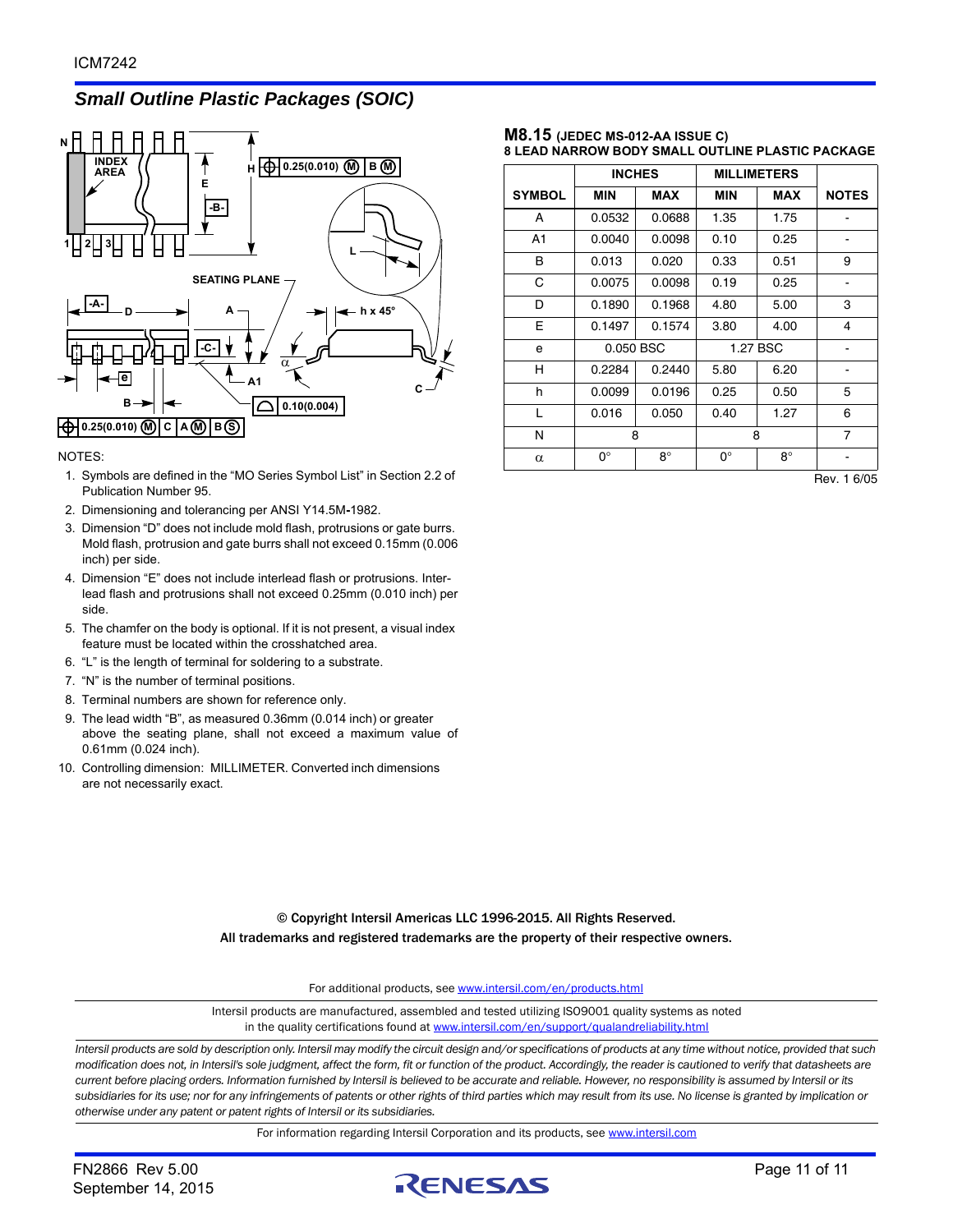## Small Outline Plastic Packages (SOIC)

N
INDEX AREA
E
-B-
H
0.25(0.010) (M) B (M)
1 2 3
L
SEATING PLANE
-A-
D
A
h x 45°
-C-
α
e
A1
C
B
0.10(0.004)
0.25(0.010) (M) C A (M) B (S)

NOTES:

1. Symbols are defined in the “MO Series Symbol List” in Section 2.2 of Publication Number 95.
2. Dimensioning and tolerancing per ANSI Y14.5M-1982.
3. Dimension “D” does not include mold flash, protrusions or gate burrs. Mold flash, protrusion and gate burrs shall not exceed 0.15mm (0.006 inch) per side.
4. Dimension “E” does not include interlead flash or protrusions. Interlead flash and protrusions shall not exceed 0.25mm (0.010 inch) per side.
5. The chamfer on the body is optional. If it is not present, a visual index feature must be located within the crosshatched area.
6. “L” is the length of terminal for soldering to a substrate.
7. “N” is the number of terminal positions.
8. Terminal numbers are shown for reference only.
9. The lead width “B”, as measured 0.36mm (0.014 inch) or greater above the seating plane, shall not exceed a maximum value of 0.61mm (0.024 inch).
10. Controlling dimension: MILLIMETER. Converted inch dimensions are not necessarily exact.

**M8.15 (JEDEC MS-012-AA ISSUE C)**
**8 LEAD NARROW BODY SMALL OUTLINE PLASTIC PACKAGE**

| SYMBOL | INCHES | | MILLIMETERS | | NOTES |
|---|---|---|---|---|---|
| | MIN | MAX | MIN | MAX | |
| A | 0.0532 | 0.0688 | 1.35 | 1.75 | - |
| A1 | 0.0040 | 0.0098 | 0.10 | 0.25 | - |
| B | 0.013 | 0.020 | 0.33 | 0.51 | 9 |
| C | 0.0075 | 0.0098 | 0.19 | 0.25 | - |
| D | 0.1890 | 0.1968 | 4.80 | 5.00 | 3 |
| E | 0.1497 | 0.1574 | 3.80 | 4.00 | 4 |
| e | 0.050 BSC | | 1.27 BSC | | - |
| H | 0.2284 | 0.2440 | 5.80 | 6.20 | - |
| h | 0.0099 | 0.0196 | 0.25 | 0.50 | 5 |
| L | 0.016 | 0.050 | 0.40 | 1.27 | 6 |
| N | 8 | | 8 | | 7 |
| α | 0° | 8° | 0° | 8° | - |

Rev. 1 6/05

© Copyright Intersil Americas LLC 1996-2015. All Rights Reserved.
All trademarks and registered trademarks are the property of their respective owners.

For additional products, see www.intersil.com/en/products.html

Intersil products are manufactured, assembled and tested utilizing ISO9001 quality systems as noted in the quality certifications found at www.intersil.com/en/support/qualandreliability.html

*Intersil products are sold by description only. Intersil may modify the circuit design and/or specifications of products at any time without notice, provided that such modification does not, in Intersil's sole judgment, affect the form, fit or function of the product. Accordingly, the reader is cautioned to verify that datasheets are current before placing orders. Information furnished by Intersil is believed to be accurate and reliable. However, no responsibility is assumed by Intersil or its subsidiaries for its use; nor for any infringements of patents or other rights of third parties which may result from its use. No license is granted by implication or otherwise under any patent or patent rights of Intersil or its subsidiaries.*

For information regarding Intersil Corporation and its products, see www.intersil.com